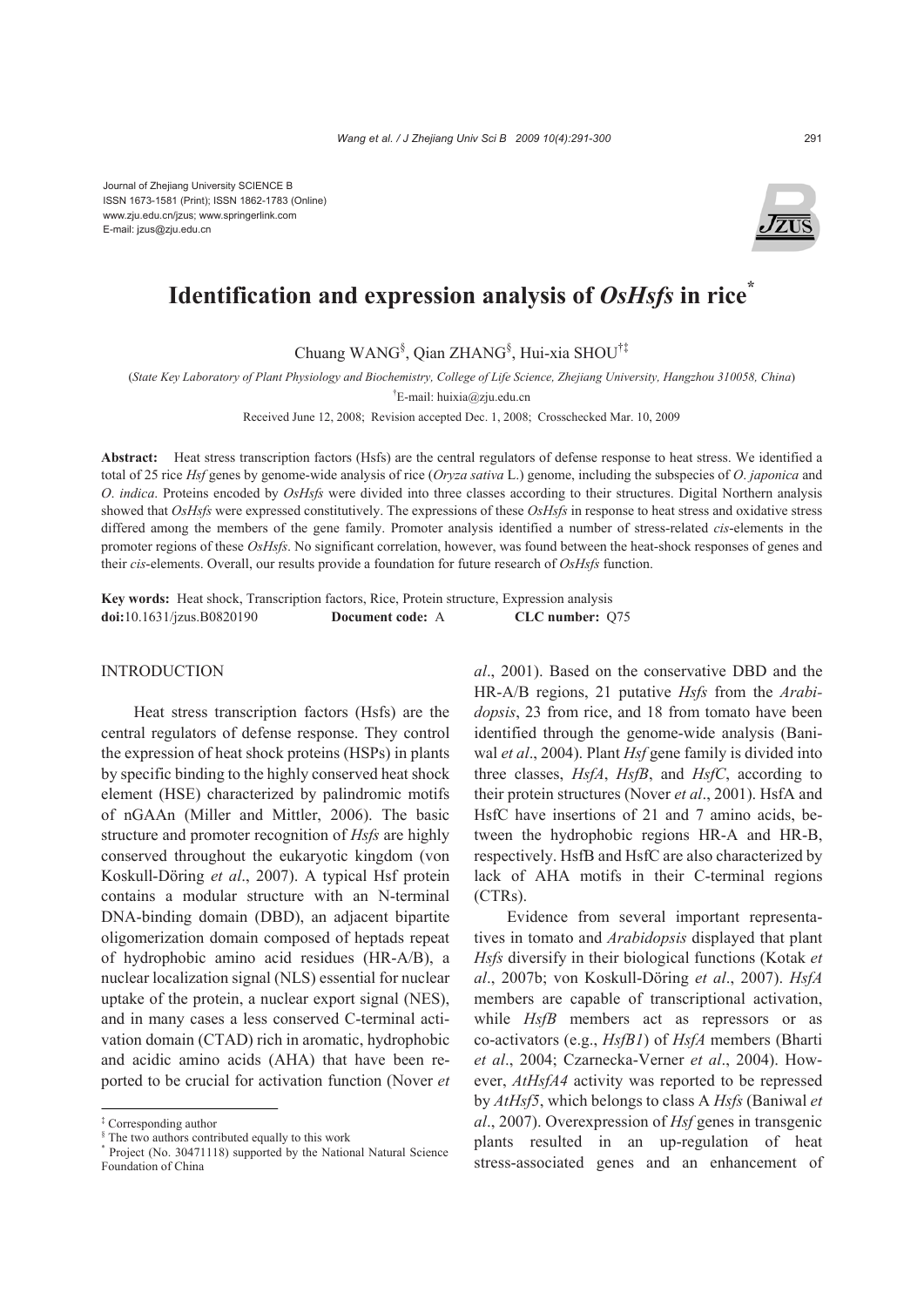Journal of Zhejiang University SCIENCE B
ISSN 1673-1581 (Print); ISSN 1862-1783 (Online)
www.zju.edu.cn/jzus; www.springerlink.com
E-mail: jzus@zju.edu.cn

# Identification and expression analysis of *OsHsfs* in rice*

Chuang WANG[§], Qian ZHANG[§], Hui-xia SHOU[†‡]

(*State Key Laboratory of Plant Physiology and Biochemistry, College of Life Science, Zhejiang University, Hangzhou 310058, China*)

[†]E-mail: huixia@zju.edu.cn

Received June 12, 2008; Revision accepted Dec. 1, 2008; Crosschecked Mar. 10, 2009

**Abstract:** Heat stress transcription factors (Hsfs) are the central regulators of defense response to heat stress. We identified a total of 25 rice *Hsf* genes by genome-wide analysis of rice (*Oryza sativa* L.) genome, including the subspecies of *O. japonica* and *O. indica*. Proteins encoded by *OsHsfs* were divided into three classes according to their structures. Digital Northern analysis showed that *OsHsfs* were expressed constitutively. The expressions of these *OsHsfs* in response to heat stress and oxidative stress differed among the members of the gene family. Promoter analysis identified a number of stress-related *cis*-elements in the promoter regions of these *OsHsfs*. No significant correlation, however, was found between the heat-shock responses of genes and their *cis*-elements. Overall, our results provide a foundation for future research of *OsHsfs* function.

**Key words:** Heat shock, Transcription factors, Rice, Protein structure, Expression analysis
**doi:**10.1631/jzus.B0820190 **Document code:** A **CLC number:** Q75

## INTRODUCTION

Heat stress transcription factors (Hsfs) are the central regulators of defense response. They control the expression of heat shock proteins (HSPs) in plants by specific binding to the highly conserved heat shock element (HSE) characterized by palindromic motifs of nGAAn (Miller and Mittler, 2006). The basic structure and promoter recognition of *Hsfs* are highly conserved throughout the eukaryotic kingdom (von Koskull-Döring *et al*., 2007). A typical Hsf protein contains a modular structure with an N-terminal DNA-binding domain (DBD), an adjacent bipartite oligomerization domain composed of heptads repeat of hydrophobic amino acid residues (HR-A/B), a nuclear localization signal (NLS) essential for nuclear uptake of the protein, a nuclear export signal (NES), and in many cases a less conserved C-terminal activation domain (CTAD) rich in aromatic, hydrophobic and acidic amino acids (AHA) that have been reported to be crucial for activation function (Nover *et al*., 2001). Based on the conservative DBD and the HR-A/B regions, 21 putative *Hsfs* from the *Arabidopsis*, 23 from rice, and 18 from tomato have been identified through the genome-wide analysis (Baniwal *et al*., 2004). Plant *Hsf* gene family is divided into three classes, *HsfA*, *HsfB*, and *HsfC*, according to their protein structures (Nover *et al*., 2001). HsfA and HsfC have insertions of 21 and 7 amino acids, between the hydrophobic regions HR-A and HR-B, respectively. HsfB and HsfC are also characterized by lack of AHA motifs in their C-terminal regions (CTRs).

Evidence from several important representatives in tomato and *Arabidopsis* displayed that plant *Hsfs* diversify in their biological functions (Kotak *et al*., 2007b; von Koskull-Döring *et al*., 2007). *HsfA* members are capable of transcriptional activation, while *HsfB* members act as repressors or as co-activators (e.g., *HsfB1*) of *HsfA* members (Bharti *et al*., 2004; Czarnecka-Verner *et al*., 2004). However, *AtHsfA4* activity was reported to be repressed by *AtHsf5*, which belongs to class A *Hsfs* (Baniwal *et al*., 2007). Overexpression of *Hsf* genes in transgenic plants resulted in an up-regulation of heat stress-associated genes and an enhancement of

---

[‡] Corresponding author
[§] The two authors contributed equally to this work
[*] Project (No. 30471118) supported by the National Natural Science Foundation of China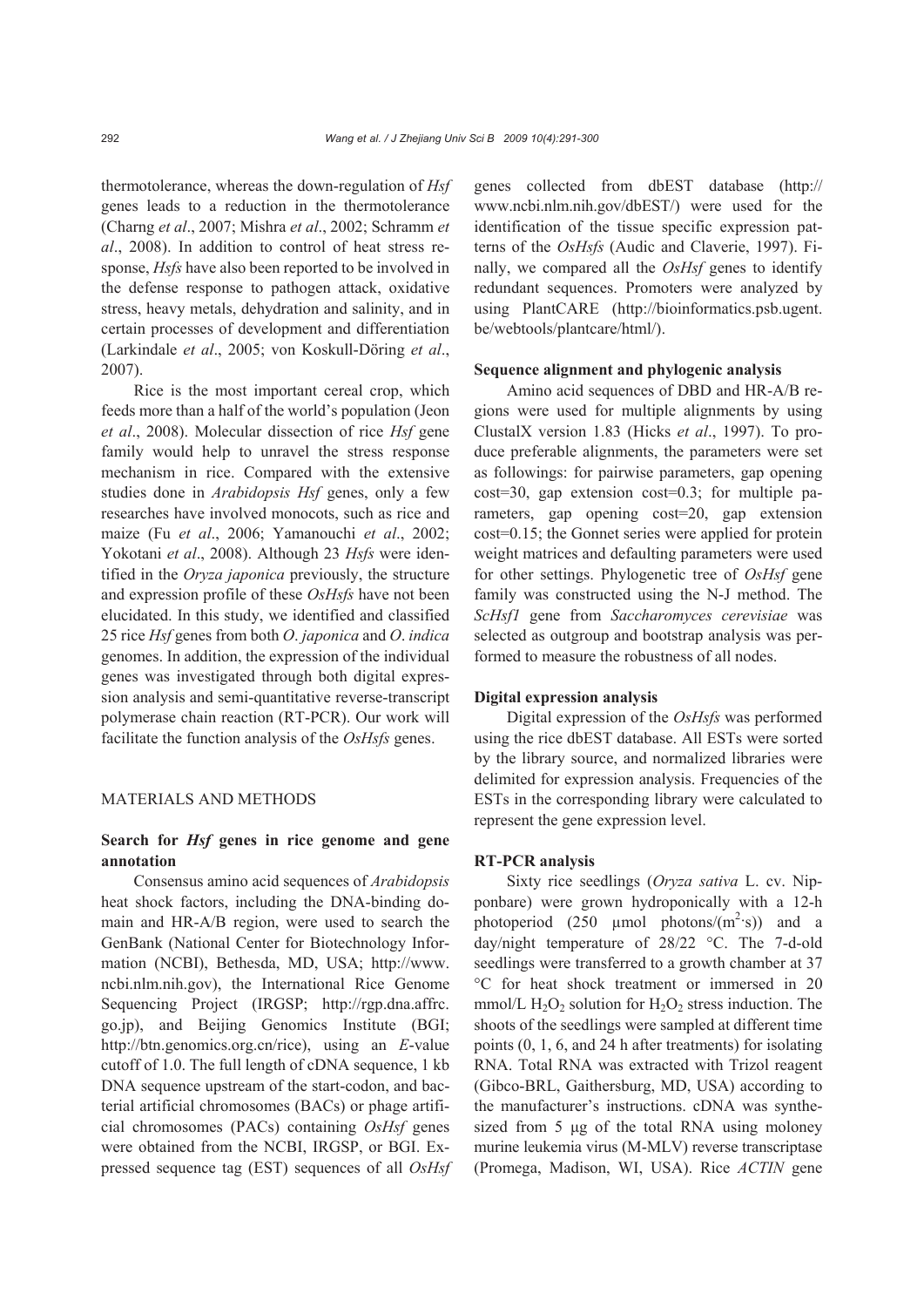thermotolerance, whereas the down-regulation of *Hsf* genes leads to a reduction in the thermotolerance (Charng *et al*., 2007; Mishra *et al*., 2002; Schramm *et al*., 2008). In addition to control of heat stress response, *Hsfs* have also been reported to be involved in the defense response to pathogen attack, oxidative stress, heavy metals, dehydration and salinity, and in certain processes of development and differentiation (Larkindale *et al*., 2005; von Koskull-Döring *et al*., 2007).

Rice is the most important cereal crop, which feeds more than a half of the world's population (Jeon *et al*., 2008). Molecular dissection of rice *Hsf* gene family would help to unravel the stress response mechanism in rice. Compared with the extensive studies done in *Arabidopsis Hsf* genes, only a few researches have involved monocots, such as rice and maize (Fu *et al*., 2006; Yamanouchi *et al*., 2002; Yokotani *et al*., 2008). Although 23 *Hsfs* were identified in the *Oryza japonica* previously, the structure and expression profile of these *OsHsfs* have not been elucidated. In this study, we identified and classified 25 rice *Hsf* genes from both *O. japonica* and *O. indica* genomes. In addition, the expression of the individual genes was investigated through both digital expression analysis and semi-quantitative reverse-transcript polymerase chain reaction (RT-PCR). Our work will facilitate the function analysis of the *OsHsfs* genes.

## MATERIALS AND METHODS

### Search for *Hsf* genes in rice genome and gene annotation

Consensus amino acid sequences of *Arabidopsis* heat shock factors, including the DNA-binding domain and HR-A/B region, were used to search the GenBank (National Center for Biotechnology Information (NCBI), Bethesda, MD, USA; http://www.ncbi.nlm.nih.gov), the International Rice Genome Sequencing Project (IRGSP; http://rgp.dna.affrc.go.jp), and Beijing Genomics Institute (BGI; http://btn.genomics.org.cn/rice), using an *E*-value cutoff of 1.0. The full length of cDNA sequence, 1 kb DNA sequence upstream of the start-codon, and bacterial artificial chromosomes (BACs) or phage artificial chromosomes (PACs) containing *OsHsf* genes were obtained from the NCBI, IRGSP, or BGI. Expressed sequence tag (EST) sequences of all *OsHsf* genes collected from dbEST database (http://www.ncbi.nlm.nih.gov/dbEST/) were used for the identification of the tissue specific expression patterns of the *OsHsfs* (Audic and Claverie, 1997). Finally, we compared all the *OsHsf* genes to identify redundant sequences. Promoters were analyzed by using PlantCARE (http://bioinformatics.psb.ugent.be/webtools/plantcare/html/).

### Sequence alignment and phylogenic analysis

Amino acid sequences of DBD and HR-A/B regions were used for multiple alignments by using ClustalX version 1.83 (Hicks *et al*., 1997). To produce preferable alignments, the parameters were set as followings: for pairwise parameters, gap opening cost=30, gap extension cost=0.3; for multiple parameters, gap opening cost=20, gap extension cost=0.15; the Gonnet series were applied for protein weight matrices and defaulting parameters were used for other settings. Phylogenetic tree of *OsHsf* gene family was constructed using the N-J method. The *ScHsf1* gene from *Saccharomyces cerevisiae* was selected as outgroup and bootstrap analysis was performed to measure the robustness of all nodes.

### Digital expression analysis

Digital expression of the *OsHsfs* was performed using the rice dbEST database. All ESTs were sorted by the library source, and normalized libraries were delimited for expression analysis. Frequencies of the ESTs in the corresponding library were calculated to represent the gene expression level.

### RT-PCR analysis

Sixty rice seedlings (*Oryza sativa* L. cv. Nipponbare) were grown hydroponically with a 12-h photoperiod (250 μmol photons/($m^2$·s)) and a day/night temperature of 28/22 °C. The 7-d-old seedlings were transferred to a growth chamber at 37 °C for heat shock treatment or immersed in 20 mmol/L $H_2O_2$ solution for $H_2O_2$ stress induction. The shoots of the seedlings were sampled at different time points (0, 1, 6, and 24 h after treatments) for isolating RNA. Total RNA was extracted with Trizol reagent (Gibco-BRL, Gaithersburg, MD, USA) according to the manufacturer's instructions. cDNA was synthesized from 5 μg of the total RNA using moloney murine leukemia virus (M-MLV) reverse transcriptase (Promega, Madison, WI, USA). Rice *ACTIN* gene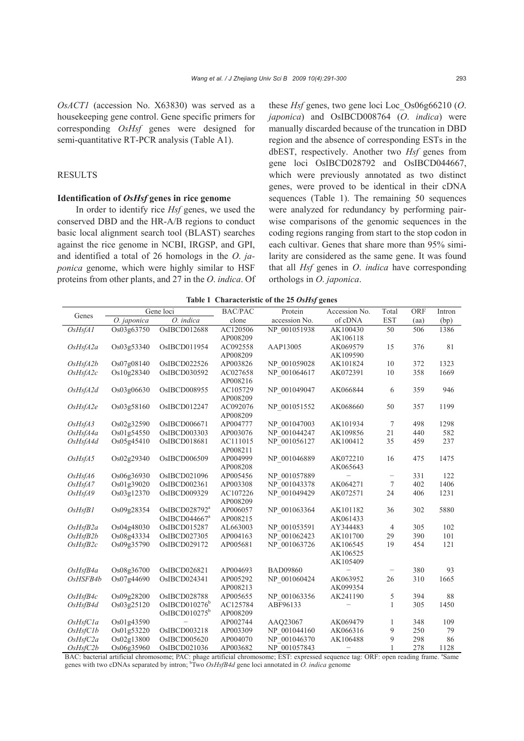*OsACT1* (accession No. X63830) was served as a housekeeping gene control. Gene specific primers for corresponding *OsHsf* genes were designed for semi-quantitative RT-PCR analysis (Table A1).

## RESULTS

### Identification of *OsHsf* genes in rice genome

In order to identify rice *Hsf* genes, we used the conserved DBD and the HR-A/B regions to conduct basic local alignment search tool (BLAST) searches against the rice genome in NCBI, IRGSP, and GPI, and identified a total of 26 homologs in the *O. japonica* genome, which were highly similar to HSF proteins from other plants, and 27 in the *O. indica*. Of these *Hsf* genes, two gene loci Loc_Os06g66210 (*O. japonica*) and OsIBCD008764 (*O. indica*) were manually discarded because of the truncation in DBD region and the absence of corresponding ESTs in the dbEST, respectively. Another two *Hsf* genes from gene loci OsIBCD028792 and OsIBCD044667, which were previously annotated as two distinct genes, were proved to be identical in their cDNA sequences (Table 1). The remaining 50 sequences were analyzed for redundancy by performing pair-wise comparisons of the genomic sequences in the coding regions ranging from start to the stop codon in each cultivar. Genes that share more than 95% similarity are considered as the same gene. It was found that all *Hsf* genes in *O. indica* have corresponding orthologs in *O. japonica*.

**Table 1 Characteristic of the 25 *OsHsf* genes**

| Genes | Gene loci | | BAC/PAC clone | Protein accession No. | Accession No. of cDNA | Total EST | ORF (aa) | Intron (bp) |
|---|---|---|---|---|---|---|---|---|
| | *O. japonica* | *O. indica* | | | | | | |
| *OsHsfA1* | Os03g63750 | OsIBCD012688 | AC120506<br>AP008209 | NP_001051938 | AK100430<br>AK106118 | 50 | 506 | 1386 |
| *OsHsfA2a* | Os03g53340 | OsIBCD011954 | AC092558<br>AP008209 | AAP13005 | AK069579<br>AK109590 | 15 | 376 | 81 |
| *OsHsfA2b* | Os07g08140 | OsIBCD022526 | AP003826 | NP_001059028 | AK101824 | 10 | 372 | 1323 |
| *OsHsfA2c* | Os10g28340 | OsIBCD030592 | AC027658<br>AP008216 | NP_001064617 | AK072391 | 10 | 358 | 1669 |
| *OsHsfA2d* | Os03g06630 | OsIBCD008955 | AC105729<br>AP008209 | NP_001049047 | AK066844 | 6 | 359 | 946 |
| *OsHsfA2e* | Os03g58160 | OsIBCD012247 | AC092076<br>AP008209 | NP_001051552 | AK068660 | 50 | 357 | 1199 |
| *OsHsfA3* | Os02g32590 | OsIBCD006671 | AP004777 | NP_001047003 | AK101934 | 7 | 498 | 1298 |
| *OsHsfA4a* | Os01g54550 | OsIBCD003303 | AP003076 | NP_001044247 | AK109856 | 21 | 440 | 582 |
| *OsHsfA4d* | Os05g45410 | OsIBCD018681 | AC111015<br>AP008211 | NP_001056127 | AK100412 | 35 | 459 | 237 |
| *OsHsfA5* | Os02g29340 | OsIBCD006509 | AP004999<br>AP008208 | NP_001046889 | AK072210<br>AK065643 | 16 | 475 | 1475 |
| *OsHsfA6* | Os06g36930 | OsIBCD021096 | AP005456 | NP_001057889 | − | − | 331 | 122 |
| *OsHsfA7* | Os01g39020 | OsIBCD002361 | AP003308 | NP_001043378 | AK064271 | 7 | 402 | 1406 |
| *OsHsfA9* | Os03g12370 | OsIBCD009329 | AC107226<br>AP008209 | NP_001049429 | AK072571 | 24 | 406 | 1231 |
| *OsHsfB1* | Os09g28354 | OsIBCD028792[a]<br>OsIBCD044667[a] | AP006057<br>AP008215 | NP_001063364 | AK101182<br>AK061433 | 36 | 302 | 5880 |
| *OsHsfB2a* | Os04g48030 | OsIBCD015287 | AL663003 | NP_001053591 | AY344483 | 4 | 305 | 102 |
| *OsHsfB2b* | Os08g43334 | OsIBCD027305 | AP004163 | NP_001062423 | AK101700 | 29 | 390 | 101 |
| *OsHsfB2c* | Os09g35790 | OsIBCD029172 | AP005681 | NP_001063726 | AK106545<br>AK106525<br>AK105409 | 19 | 454 | 121 |
| *OsHsfB4a* | Os08g36700 | OsIBCD026821 | AP004693 | BAD09860 | − | − | 380 | 93 |
| *OsHSFB4b* | Os07g44690 | OsIBCD024341 | AP005292<br>AP008213 | NP_001060424 | AK063952<br>AK099354 | 26 | 310 | 1665 |
| *OsHsfB4c* | Os09g28200 | OsIBCD028788 | AP005655 | NP_001063356 | AK241190 | 5 | 394 | 88 |
| *OsHsfB4d* | Os03g25120 | OsIBCD010276[b]<br>OsIBCD010275[b] | AC125784<br>AP008209 | ABF96133 | − | 1 | 305 | 1450 |
| *OsHsfC1a* | Os01g43590 | − | AP002744 | AAQ23067 | AK069479 | 1 | 348 | 109 |
| *OsHsfC1b* | Os01g53220 | OsIBCD003218 | AP003309 | NP_001044160 | AK066316 | 9 | 250 | 79 |
| *OsHsfC2a* | Os02g13800 | OsIBCD005620 | AP004070 | NP_001046370 | AK106488 | 9 | 298 | 86 |
| *OsHsfC2b* | Os06g35960 | OsIBCD021036 | AP003682 | NP_001057843 | − | 1 | 278 | 1128 |

BAC: bacterial artificial chromosome; PAC: phage artificial chromosome; EST: expressed sequence tag: ORF: open reading frame. [a]Same genes with two cDNAs separated by intron; [b]Two *OsHsfB4d* gene loci annotated in *O. indica* genome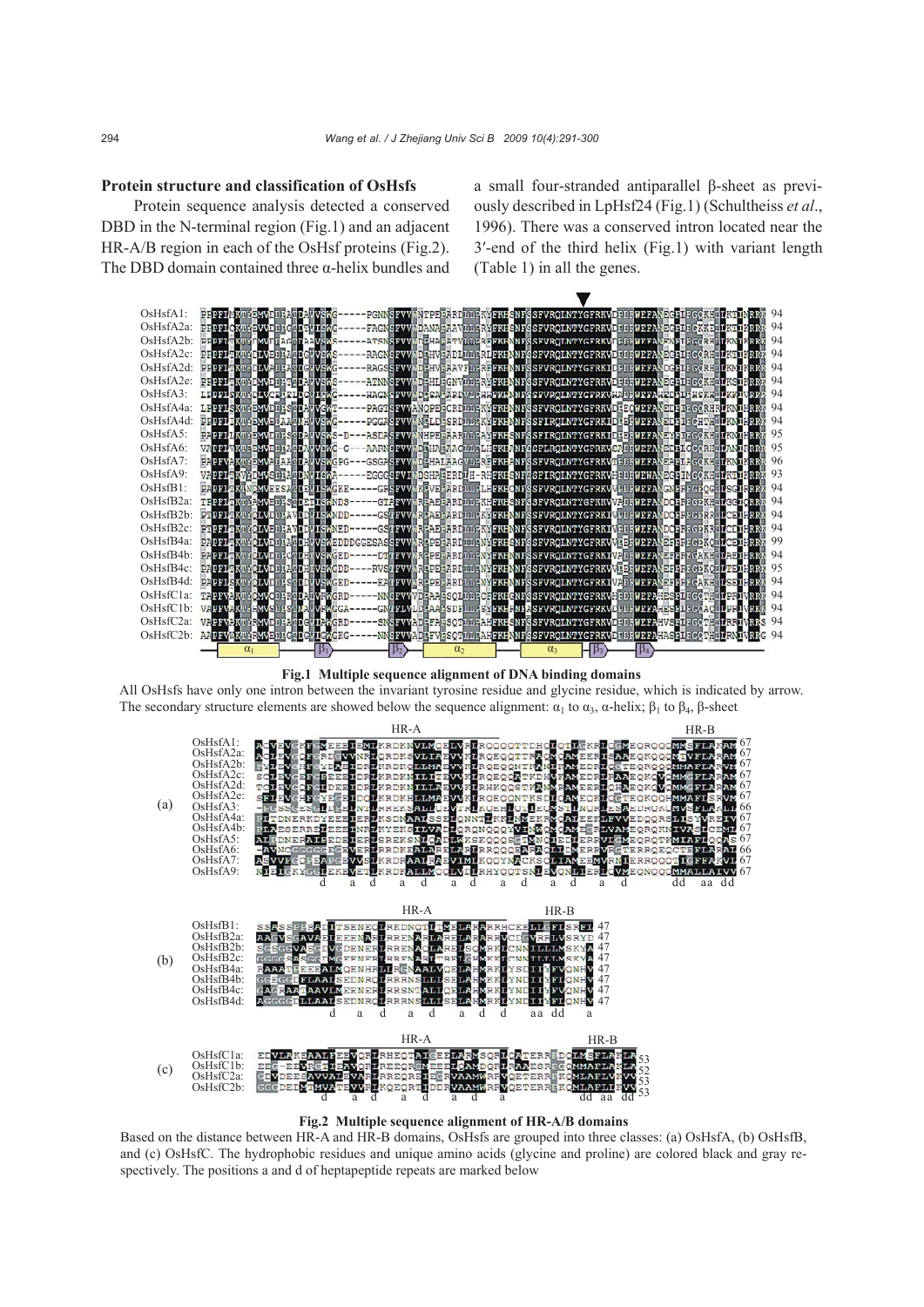### Protein structure and classification of OsHsfs

Protein sequence analysis detected a conserved DBD in the N-terminal region (Fig.1) and an adjacent HR-A/B region in each of the OsHsf proteins (Fig.2). The DBD domain contained three α-helix bundles and a small four-stranded antiparallel β-sheet as previously described in LpHsf24 (Fig.1) (Schultheiss *et al*., 1996). There was a conserved intron located near the 3′-end of the third helix (Fig.1) with variant length (Table 1) in all the genes.

**Fig.1 Multiple sequence alignment of DNA binding domains**

All OsHsfs have only one intron between the invariant tyrosine residue and glycine residue, which is indicated by arrow. The secondary structure elements are showed below the sequence alignment: $\alpha_1$ to $\alpha_3$, α-helix; $\beta_1$ to $\beta_4$, β-sheet

**Fig.2 Multiple sequence alignment of HR-A/B domains**

Based on the distance between HR-A and HR-B domains, OsHsfs are grouped into three classes: (a) OsHsfA, (b) OsHsfB, and (c) OsHsfC. The hydrophobic residues and unique amino acids (glycine and proline) are colored black and gray respectively. The positions a and d of heptapeptide repeats are marked below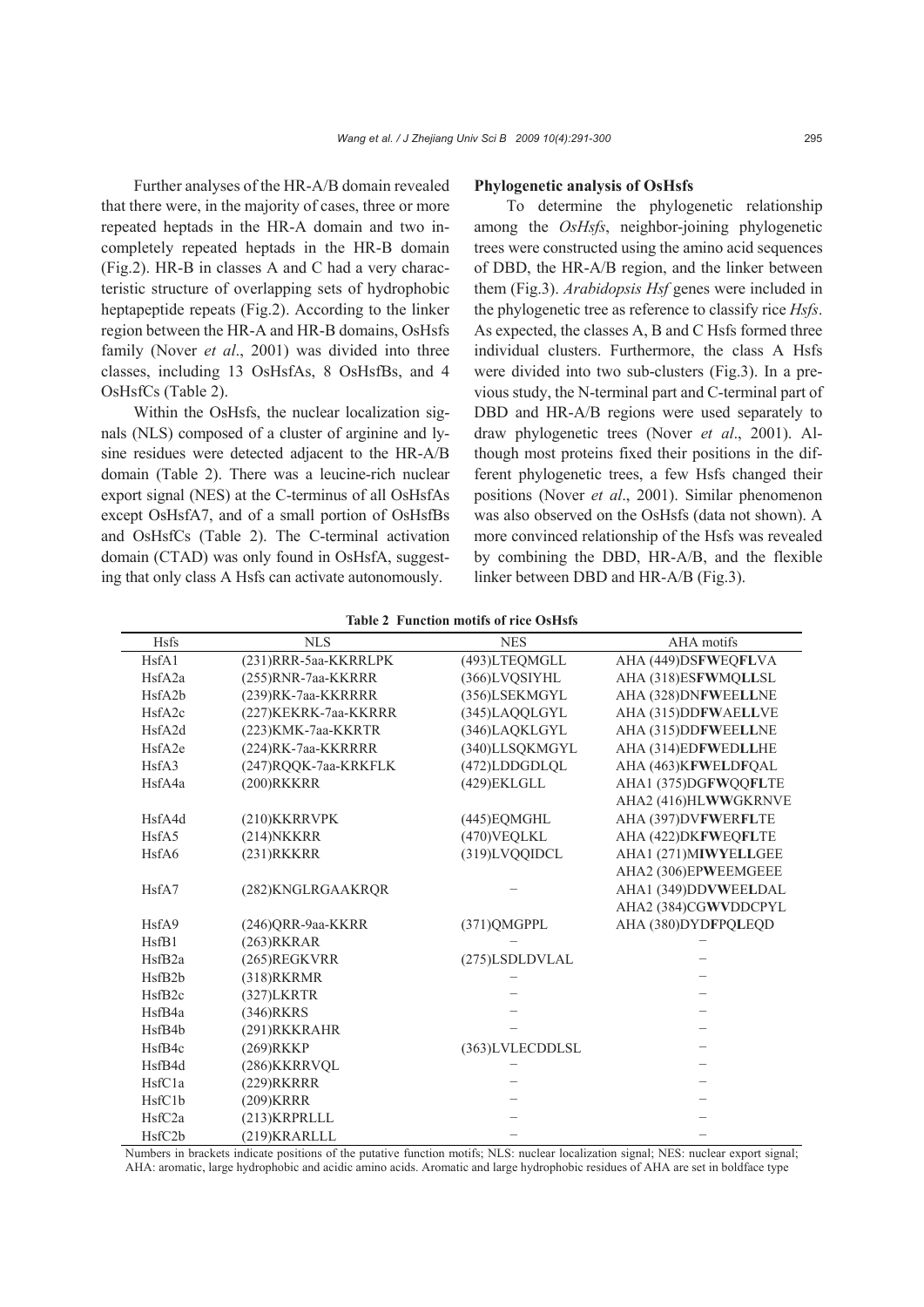Further analyses of the HR-A/B domain revealed that there were, in the majority of cases, three or more repeated heptads in the HR-A domain and two incompletely repeated heptads in the HR-B domain (Fig.2). HR-B in classes A and C had a very characteristic structure of overlapping sets of hydrophobic heptapeptide repeats (Fig.2). According to the linker region between the HR-A and HR-B domains, OsHsfs family (Nover *et al*., 2001) was divided into three classes, including 13 OsHsfAs, 8 OsHsfBs, and 4 OsHsfCs (Table 2).

Within the OsHsfs, the nuclear localization signals (NLS) composed of a cluster of arginine and lysine residues were detected adjacent to the HR-A/B domain (Table 2). There was a leucine-rich nuclear export signal (NES) at the C-terminus of all OsHsfAs except OsHsfA7, and of a small portion of OsHsfBs and OsHsfCs (Table 2). The C-terminal activation domain (CTAD) was only found in OsHsfA, suggesting that only class A Hsfs can activate autonomously.

## Phylogenetic analysis of OsHsfs

To determine the phylogenetic relationship among the *OsHsfs*, neighbor-joining phylogenetic trees were constructed using the amino acid sequences of DBD, the HR-A/B region, and the linker between them (Fig.3). *Arabidopsis Hsf* genes were included in the phylogenetic tree as reference to classify rice *Hsfs*. As expected, the classes A, B and C Hsfs formed three individual clusters. Furthermore, the class A Hsfs were divided into two sub-clusters (Fig.3). In a previous study, the N-terminal part and C-terminal part of DBD and HR-A/B regions were used separately to draw phylogenetic trees (Nover *et al*., 2001). Although most proteins fixed their positions in the different phylogenetic trees, a few Hsfs changed their positions (Nover *et al*., 2001). Similar phenomenon was also observed on the OsHsfs (data not shown). A more convinced relationship of the Hsfs was revealed by combining the DBD, HR-A/B, and the flexible linker between DBD and HR-A/B (Fig.3).

**Table 2 Function motifs of rice OsHsfs**

| Hsfs | NLS | NES | AHA motifs |
|---|---|---|---|
| HsfA1 | (231)RRR-5aa-KKRRLPK | (493)LTEQMGLL | AHA (449)DS**FW**EQ**FL**VA |
| HsfA2a | (255)RNR-7aa-KKRRR | (366)LVQSIYHL | AHA (318)ES**FW**MQ**LL**SL |
| HsfA2b | (239)RK-7aa-KKRRRR | (356)LSEKMGYL | AHA (328)DN**FW**EE**LL**NE |
| HsfA2c | (227)KEKRK-7aa-KKRRR | (345)LAQQLGYL | AHA (315)DD**FW**AE**LL**VE |
| HsfA2d | (223)KMK-7aa-KKRTR | (346)LAQKLGYL | AHA (315)DD**FW**EE**LL**NE |
| HsfA2e | (224)RK-7aa-KKRRRR | (340)LLSQKMGYL | AHA (314)ED**FW**ED**LL**HE |
| HsfA3 | (247)RQQK-7aa-KRKFLK | (472)LDDGDLQL | AHA (463)K**FW**E**L**D**F**QAL |
| HsfA4a | (200)RKKRR | (429)EKLGLL | AHA1 (375)DG**FW**QQ**FL**TE<br>AHA2 (416)HL**WW**GKRNVE |
| HsfA4d | (210)KKRRVPK | (445)EQMGHL | AHA (397)DV**FW**ER**FL**TE |
| HsfA5 | (214)NKKRR | (470)VEQLKL | AHA (422)DK**FW**EQ**FL**TE |
| HsfA6 | (231)RKKRR | (319)LVQQIDCL | AHA1 (271)M**IW**YE**LL**GEE<br>AHA2 (306)EP**W**EEMGEEE |
| HsfA7 | (282)KNGLRGAAKRQR | – | AHA1 (349)DD**VW**EE**L**DAL<br>AHA2 (384)CG**WV**DDCPYL |
| HsfA9 | (246)QRR-9aa-KKRR | (371)QMGPPL | AHA (380)DYD**FP**Q**L**EQD |
| HsfB1 | (263)RKRAR | – | – |
| HsfB2a | (265)REGKVRR | (275)LSDLDVLAL | – |
| HsfB2b | (318)RKRMR | – | – |
| HsfB2c | (327)LKRTR | – | – |
| HsfB4a | (346)RKRS | – | – |
| HsfB4b | (291)RKKRAHR | – | – |
| HsfB4c | (269)RKKP | (363)LVLECDDLSL | – |
| HsfB4d | (286)KKRRVQL | – | – |
| HsfC1a | (229)RKRRR | – | – |
| HsfC1b | (209)KRRR | – | – |
| HsfC2a | (213)KRPRLLL | – | – |
| HsfC2b | (219)KRARLLL | – | – |

Numbers in brackets indicate positions of the putative function motifs; NLS: nuclear localization signal; NES: nuclear export signal; AHA: aromatic, large hydrophobic and acidic amino acids. Aromatic and large hydrophobic residues of AHA are set in boldface type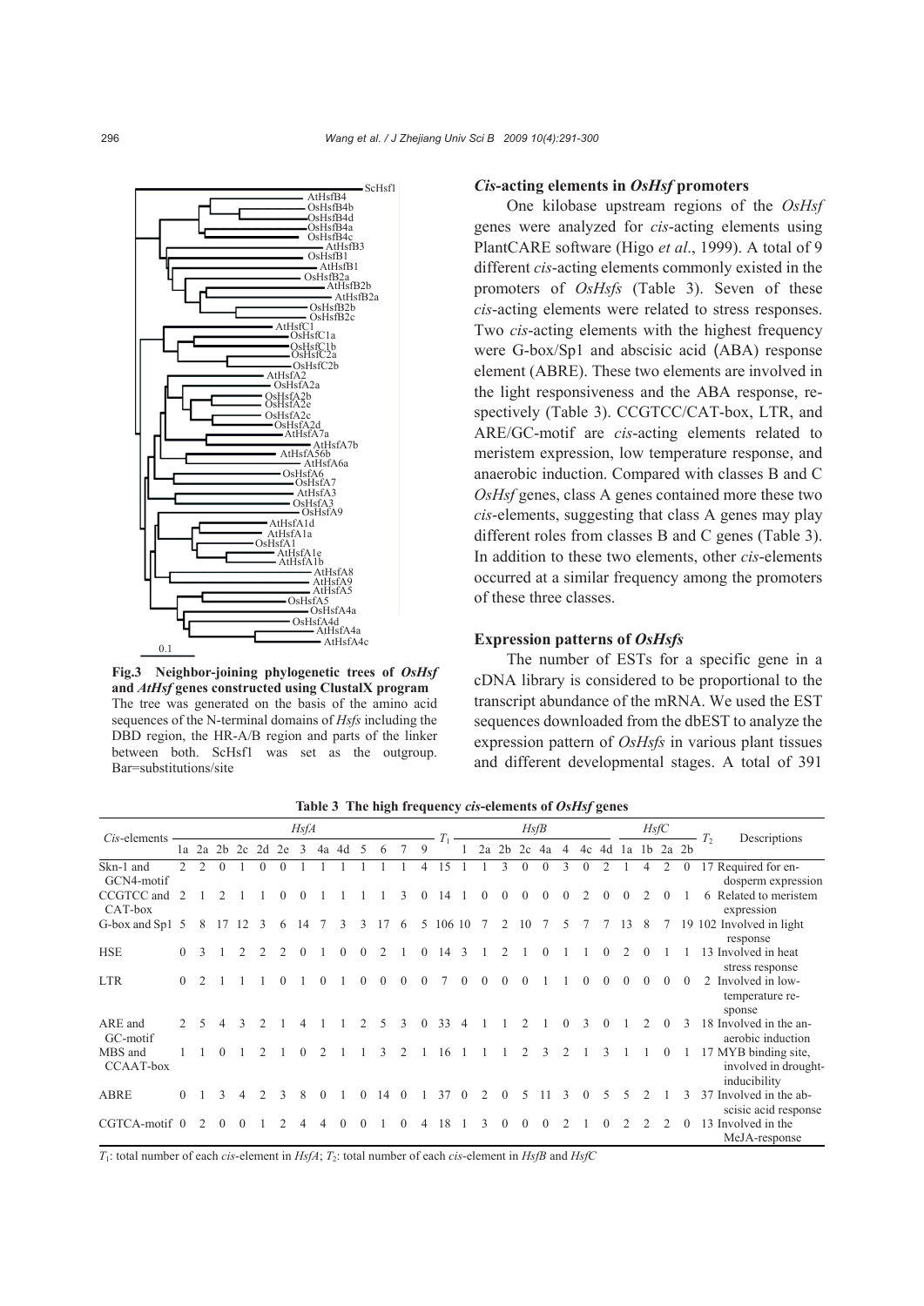**Fig.3 Neighbor-joining phylogenetic trees of *OsHsf* and *AtHsf* genes constructed using ClustalX program**
The tree was generated on the basis of the amino acid sequences of the N-terminal domains of *Hsfs* including the DBD region, the HR-A/B region and parts of the linker between both. ScHsf1 was set as the outgroup. Bar=substitutions/site

### *Cis*-acting elements in *OsHsf* promoters

One kilobase upstream regions of the *OsHsf* genes were analyzed for *cis*-acting elements using PlantCARE software (Higo *et al*., 1999). A total of 9 different *cis*-acting elements commonly existed in the promoters of *OsHsfs* (Table 3). Seven of these *cis*-acting elements were related to stress responses. Two *cis*-acting elements with the highest frequency were G-box/Sp1 and abscisic acid (ABA) response element (ABRE). These two elements are involved in the light responsiveness and the ABA response, respectively (Table 3). CCGTCC/CAT-box, LTR, and ARE/GC-motif are *cis*-acting elements related to meristem expression, low temperature response, and anaerobic induction. Compared with classes B and C *OsHsf* genes, class A genes contained more these two *cis*-elements, suggesting that class A genes may play different roles from classes B and C genes (Table 3). In addition to these two elements, other *cis*-elements occurred at a similar frequency among the promoters of these three classes.

### Expression patterns of *OsHsfs*

The number of ESTs for a specific gene in a cDNA library is considered to be proportional to the transcript abundance of the mRNA. We used the EST sequences downloaded from the dbEST to analyze the expression pattern of *OsHsfs* in various plant tissues and different developmental stages. A total of 391

**Table 3 The high frequency *cis*-elements of *OsHsf* genes**

| *Cis*-elements | *HsfA* | | | | | | | | | | | | | $T_1$ | *HsfB* | | | | | | | | *HsfC* | | | | $T_2$ | Descriptions |
|---|---|---|---|---|---|---|---|---|---|---|---|---|---|---|---|---|---|---|---|---|---|---|---|---|---|---|---|---|
| | 1a | 2a | 2b | 2c | 2d | 2e | 3 | 4a | 4d | 5 | 6 | 7 | 9 | | 1 | 2a | 2b | 2c | 4a | 4 | 4c | 4d | 1a | 1b | 2a | 2b | | |
| Skn-1 and GCN4-motif | 2 | 2 | 0 | 1 | 0 | 0 | 1 | 1 | 1 | 1 | 1 | 1 | 4 | 15 | 1 | 1 | 3 | 0 | 0 | 3 | 0 | 2 | 1 | 4 | 2 | 0 | 17 | Required for endosperm expression |
| CCGTCC and CAT-box | 2 | 1 | 2 | 1 | 1 | 0 | 0 | 1 | 1 | 1 | 1 | 3 | 0 | 14 | 1 | 0 | 0 | 0 | 0 | 0 | 2 | 0 | 0 | 2 | 0 | 1 | 6 | Related to meristem expression |
| G-box and Sp1 | 5 | 8 | 17 | 12 | 3 | 6 | 14 | 7 | 3 | 3 | 17 | 6 | 5 | 106 | 10 | 7 | 2 | 10 | 7 | 5 | 7 | 7 | 13 | 8 | 7 | 19 | 102 | Involved in light response |
| HSE | 0 | 3 | 1 | 2 | 2 | 2 | 0 | 1 | 0 | 0 | 2 | 1 | 0 | 14 | 3 | 1 | 2 | 1 | 0 | 1 | 1 | 0 | 2 | 0 | 1 | 1 | 13 | Involved in heat stress response |
| LTR | 0 | 2 | 1 | 1 | 1 | 0 | 1 | 0 | 1 | 0 | 0 | 0 | 0 | 7 | 0 | 0 | 0 | 0 | 1 | 1 | 0 | 0 | 0 | 0 | 0 | 0 | 2 | Involved in low-temperature response |
| ARE and GC-motif | 2 | 5 | 4 | 3 | 2 | 1 | 4 | 1 | 1 | 2 | 5 | 3 | 0 | 33 | 4 | 1 | 1 | 2 | 1 | 0 | 3 | 0 | 1 | 2 | 0 | 3 | 18 | Involved in the anaerobic induction |
| MBS and CCAAT-box | 1 | 1 | 0 | 1 | 2 | 1 | 0 | 2 | 1 | 1 | 3 | 2 | 1 | 16 | 1 | 1 | 1 | 2 | 3 | 2 | 1 | 3 | 1 | 1 | 0 | 1 | 17 | MYB binding site, involved in drought-inducibility |
| ABRE | 0 | 1 | 3 | 4 | 2 | 3 | 8 | 0 | 1 | 0 | 14 | 0 | 1 | 37 | 0 | 2 | 0 | 5 | 11 | 3 | 0 | 5 | 5 | 2 | 1 | 3 | 37 | Involved in the abscisic acid response |
| CGTCA-motif | 0 | 2 | 0 | 0 | 1 | 2 | 4 | 4 | 0 | 0 | 1 | 0 | 4 | 18 | 1 | 3 | 0 | 0 | 0 | 2 | 1 | 0 | 2 | 2 | 2 | 0 | 13 | Involved in the MeJA-response |

$T_1$: total number of each *cis*-element in *HsfA*; $T_2$: total number of each *cis*-element in *HsfB* and *HsfC*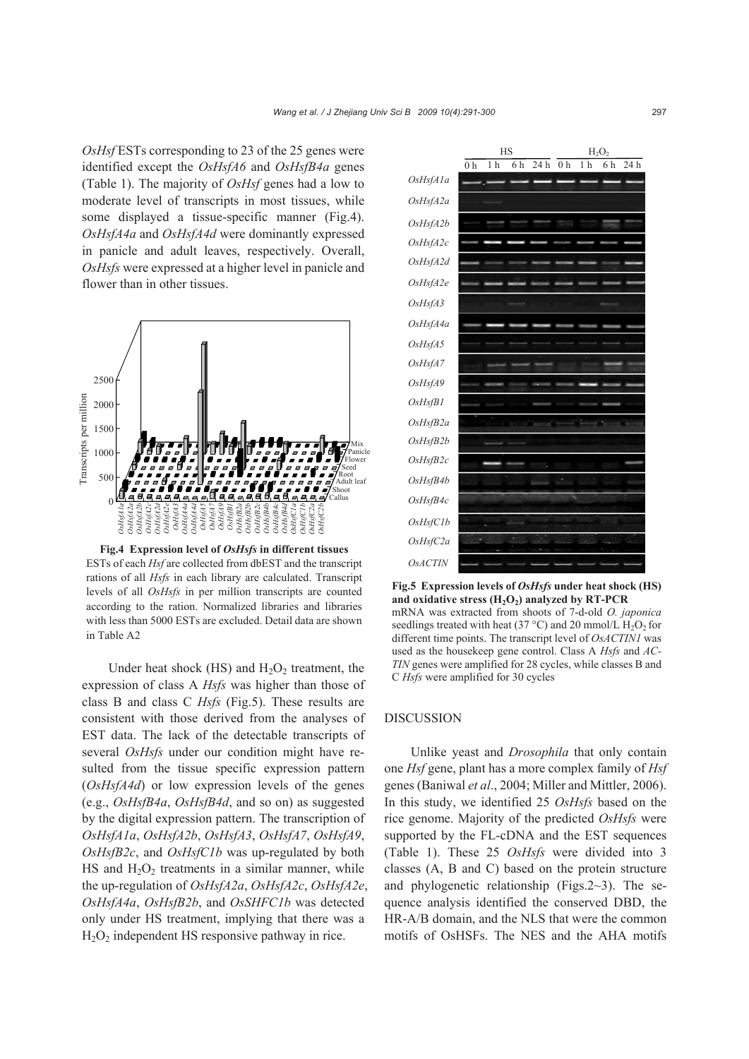*OsHsf* ESTs corresponding to 23 of the 25 genes were identified except the *OsHsfA6* and *OsHsfB4a* genes (Table 1). The majority of *OsHsf* genes had a low to moderate level of transcripts in most tissues, while some displayed a tissue-specific manner (Fig.4). *OsHsfA4a* and *OsHsfA4d* were dominantly expressed in panicle and adult leaves, respectively. Overall, *OsHsfs* were expressed at a higher level in panicle and flower than in other tissues.

**Fig.4 Expression level of *OsHsfs* in different tissues**
ESTs of each *Hsf* are collected from dbEST and the transcript rations of all *Hsfs* in each library are calculated. Transcript levels of all *OsHsfs* in per million transcripts are counted according to the ration. Normalized libraries and libraries with less than 5000 ESTs are excluded. Detail data are shown in Table A2

Under heat shock (HS) and $H_2O_2$ treatment, the expression of class A *Hsfs* was higher than those of class B and class C *Hsfs* (Fig.5). These results are consistent with those derived from the analyses of EST data. The lack of the detectable transcripts of several *OsHsfs* under our condition might have resulted from the tissue specific expression pattern (*OsHsfA4d*) or low expression levels of the genes (e.g., *OsHsfB4a*, *OsHsfB4d*, and so on) as suggested by the digital expression pattern. The transcription of *OsHsfA1a*, *OsHsfA2b*, *OsHsfA3*, *OsHsfA7*, *OsHsfA9*, *OsHsfB2c*, and *OsHsfC1b* was up-regulated by both HS and $H_2O_2$ treatments in a similar manner, while the up-regulation of *OsHsfA2a*, *OsHsfA2c*, *OsHsfA2e*, *OsHsfA4a*, *OsHsfB2b*, and *OsSHFC1b* was detected only under HS treatment, implying that there was a $H_2O_2$ independent HS responsive pathway in rice.

**Fig.5 Expression levels of *OsHsfs* under heat shock (HS) and oxidative stress ($H_2O_2$) analyzed by RT-PCR**
mRNA was extracted from shoots of 7-d-old *O. japonica* seedlings treated with heat (37 °C) and 20 mmol/L $H_2O_2$ for different time points. The transcript level of *OsACTIN1* was used as the housekeep gene control. Class A *Hsfs* and *ACTIN* genes were amplified for 28 cycles, while classes B and C *Hsfs* were amplified for 30 cycles

## DISCUSSION

Unlike yeast and *Drosophila* that only contain one *Hsf* gene, plant has a more complex family of *Hsf* genes (Baniwal *et al*., 2004; Miller and Mittler, 2006). In this study, we identified 25 *OsHsfs* based on the rice genome. Majority of the predicted *OsHsfs* were supported by the FL-cDNA and the EST sequences (Table 1). These 25 *OsHsfs* were divided into 3 classes (A, B and C) based on the protein structure and phylogenetic relationship (Figs.2~3). The sequence analysis identified the conserved DBD, the HR-A/B domain, and the NLS that were the common motifs of OsHSFs. The NES and the AHA motifs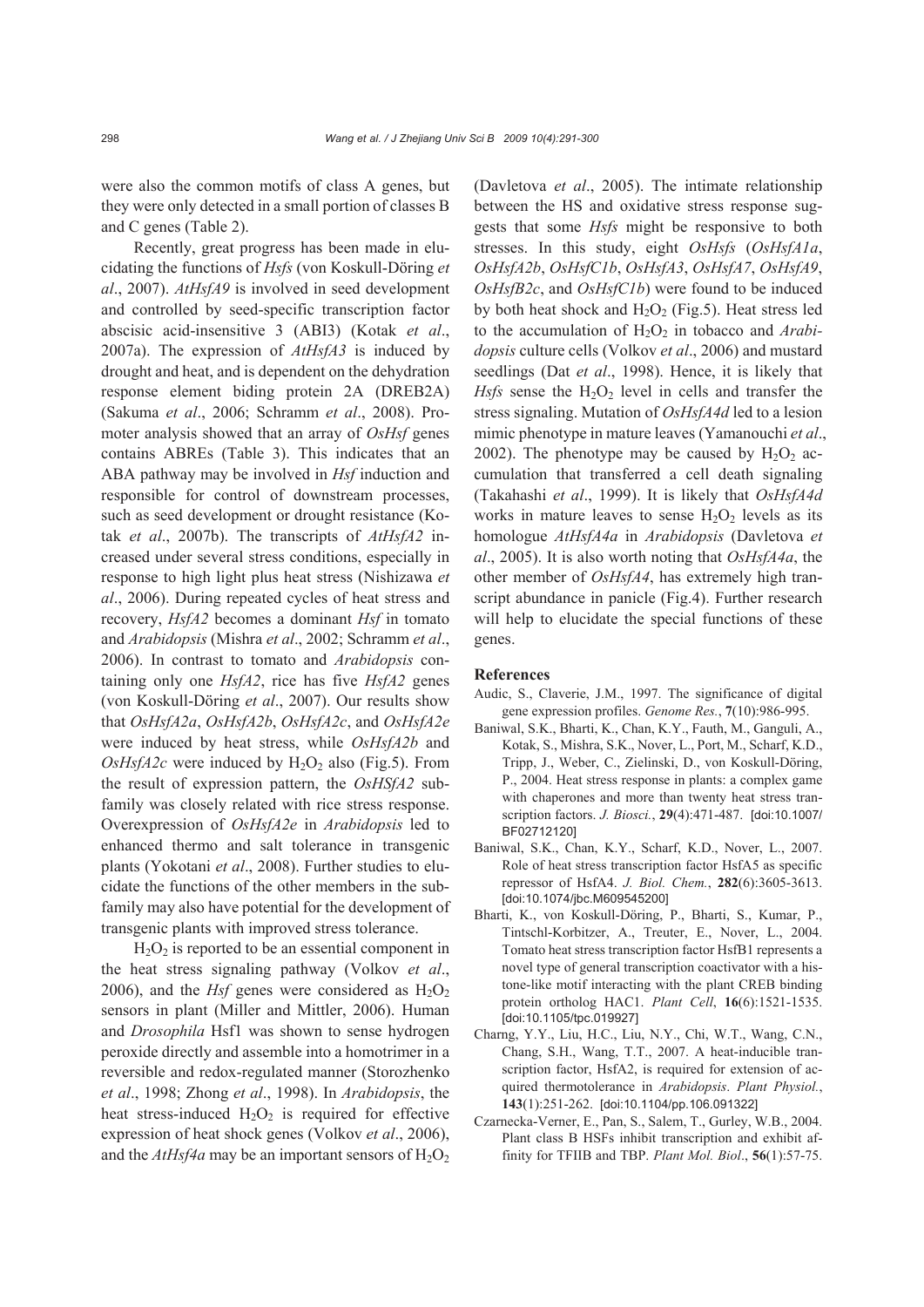were also the common motifs of class A genes, but they were only detected in a small portion of classes B and C genes (Table 2).

Recently, great progress has been made in elucidating the functions of *Hsfs* (von Koskull-Döring *et al*., 2007). *AtHsfA9* is involved in seed development and controlled by seed-specific transcription factor abscisic acid-insensitive 3 (ABI3) (Kotak *et al*., 2007a). The expression of *AtHsfA3* is induced by drought and heat, and is dependent on the dehydration response element biding protein 2A (DREB2A) (Sakuma *et al*., 2006; Schramm *et al*., 2008). Promoter analysis showed that an array of *OsHsf* genes contains ABREs (Table 3). This indicates that an ABA pathway may be involved in *Hsf* induction and responsible for control of downstream processes, such as seed development or drought resistance (Kotak *et al*., 2007b). The transcripts of *AtHsfA2* increased under several stress conditions, especially in response to high light plus heat stress (Nishizawa *et al*., 2006). During repeated cycles of heat stress and recovery, *HsfA2* becomes a dominant *Hsf* in tomato and *Arabidopsis* (Mishra *et al*., 2002; Schramm *et al*., 2006). In contrast to tomato and *Arabidopsis* containing only one *HsfA2*, rice has five *HsfA2* genes (von Koskull-Döring *et al*., 2007). Our results show that *OsHsfA2a*, *OsHsfA2b*, *OsHsfA2c*, and *OsHsfA2e* were induced by heat stress, while *OsHsfA2b* and *OsHsfA2c* were induced by $H_2O_2$ also (Fig.5). From the result of expression pattern, the *OsHSfA2* subfamily was closely related with rice stress response. Overexpression of *OsHsfA2e* in *Arabidopsis* led to enhanced thermo and salt tolerance in transgenic plants (Yokotani *et al*., 2008). Further studies to elucidate the functions of the other members in the subfamily may also have potential for the development of transgenic plants with improved stress tolerance.

$H_2O_2$ is reported to be an essential component in the heat stress signaling pathway (Volkov *et al*., 2006), and the *Hsf* genes were considered as $H_2O_2$ sensors in plant (Miller and Mittler, 2006). Human and *Drosophila* Hsf1 was shown to sense hydrogen peroxide directly and assemble into a homotrimer in a reversible and redox-regulated manner (Storozhenko *et al*., 1998; Zhong *et al*., 1998). In *Arabidopsis*, the heat stress-induced $H_2O_2$ is required for effective expression of heat shock genes (Volkov *et al*., 2006), and the *AtHsf4a* may be an important sensors of $H_2O_2$ (Davletova *et al*., 2005). The intimate relationship between the HS and oxidative stress response suggests that some *Hsfs* might be responsive to both stresses. In this study, eight *OsHsfs* (*OsHsfA1a*, *OsHsfA2b*, *OsHsfC1b*, *OsHsfA3*, *OsHsfA7*, *OsHsfA9*, *OsHsfB2c*, and *OsHsfC1b*) were found to be induced by both heat shock and $H_2O_2$ (Fig.5). Heat stress led to the accumulation of $H_2O_2$ in tobacco and *Arabidopsis* culture cells (Volkov *et al*., 2006) and mustard seedlings (Dat *et al*., 1998). Hence, it is likely that *Hsfs* sense the $H_2O_2$ level in cells and transfer the stress signaling. Mutation of *OsHsfA4d* led to a lesion mimic phenotype in mature leaves (Yamanouchi *et al*., 2002). The phenotype may be caused by $H_2O_2$ accumulation that transferred a cell death signaling (Takahashi *et al*., 1999). It is likely that *OsHsfA4d* works in mature leaves to sense $H_2O_2$ levels as its homologue *AtHsfA4a* in *Arabidopsis* (Davletova *et al*., 2005). It is also worth noting that *OsHsfA4a*, the other member of *OsHsfA4*, has extremely high transcript abundance in panicle (Fig.4). Further research will help to elucidate the special functions of these genes.

## References

Audic, S., Claverie, J.M., 1997. The significance of digital gene expression profiles. *Genome Res.*, **7**(10):986-995.

Baniwal, S.K., Bharti, K., Chan, K.Y., Fauth, M., Ganguli, A., Kotak, S., Mishra, S.K., Nover, L., Port, M., Scharf, K.D., Tripp, J., Weber, C., Zielinski, D., von Koskull-Döring, P., 2004. Heat stress response in plants: a complex game with chaperones and more than twenty heat stress transcription factors. *J. Biosci.*, **29**(4):471-487. [doi:10.1007/BF02712120]

Baniwal, S.K., Chan, K.Y., Scharf, K.D., Nover, L., 2007. Role of heat stress transcription factor HsfA5 as specific repressor of HsfA4. *J. Biol. Chem.*, **282**(6):3605-3613. [doi:10.1074/jbc.M609545200]

Bharti, K., von Koskull-Döring, P., Bharti, S., Kumar, P., Tintschl-Korbitzer, A., Treuter, E., Nover, L., 2004. Tomato heat stress transcription factor HsfB1 represents a novel type of general transcription coactivator with a histone-like motif interacting with the plant CREB binding protein ortholog HAC1. *Plant Cell*, **16**(6):1521-1535. [doi:10.1105/tpc.019927]

Charng, Y.Y., Liu, H.C., Liu, N.Y., Chi, W.T., Wang, C.N., Chang, S.H., Wang, T.T., 2007. A heat-inducible transcription factor, HsfA2, is required for extension of acquired thermotolerance in *Arabidopsis*. *Plant Physiol.*, **143**(1):251-262. [doi:10.1104/pp.106.091322]

Czarnecka-Verner, E., Pan, S., Salem, T., Gurley, W.B., 2004. Plant class B HSFs inhibit transcription and exhibit affinity for TFIIB and TBP. *Plant Mol. Biol*., **56**(1):57-75.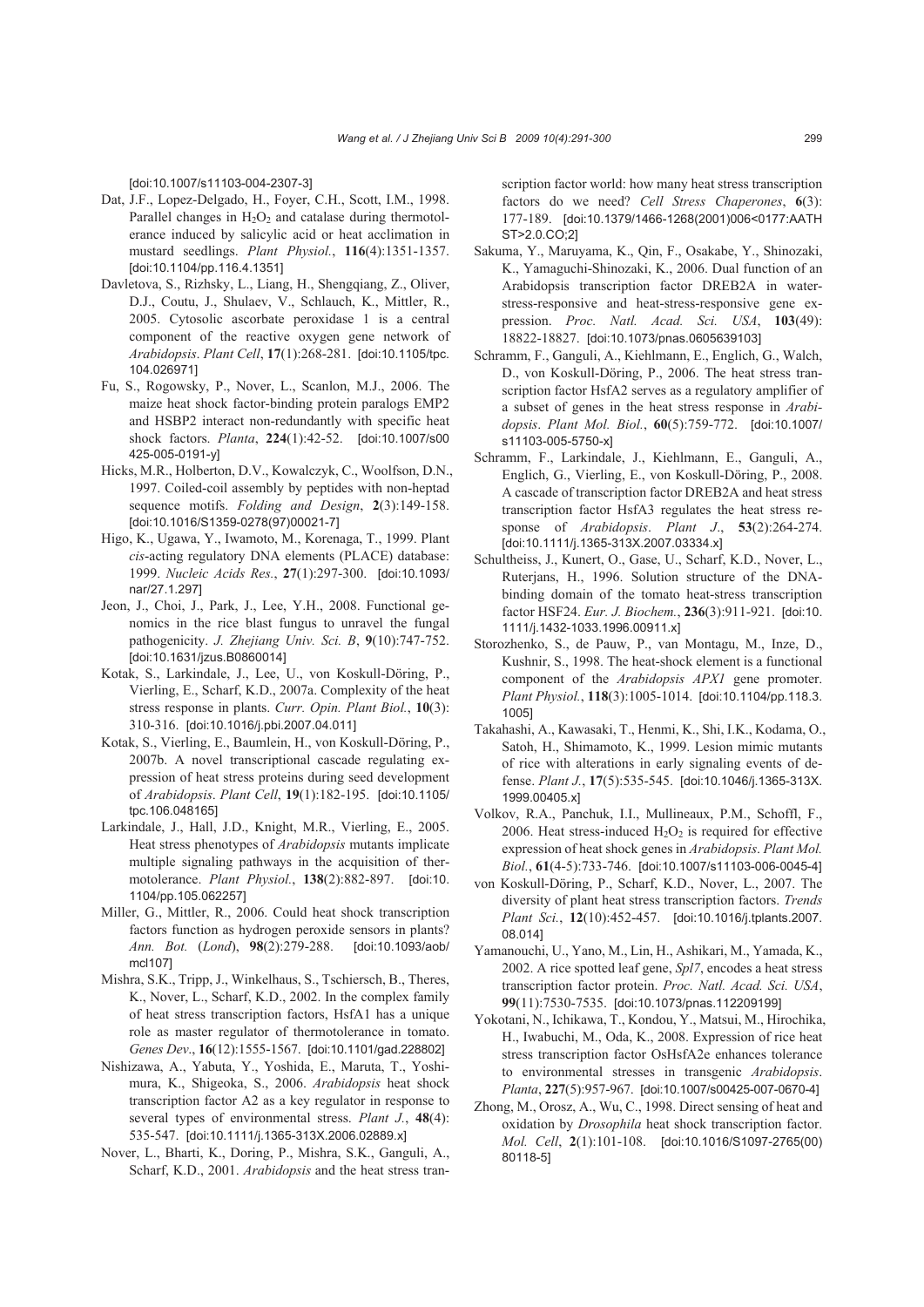[doi:10.1007/s11103-004-2307-3]

Dat, J.F., Lopez-Delgado, H., Foyer, C.H., Scott, I.M., 1998. Parallel changes in $H_2O_2$ and catalase during thermotolerance induced by salicylic acid or heat acclimation in mustard seedlings. *Plant Physiol.*, **116**(4):1351-1357. [doi:10.1104/pp.116.4.1351]

Davletova, S., Rizhsky, L., Liang, H., Shengqiang, Z., Oliver, D.J., Coutu, J., Shulaev, V., Schlauch, K., Mittler, R., 2005. Cytosolic ascorbate peroxidase 1 is a central component of the reactive oxygen gene network of *Arabidopsis*. *Plant Cell*, **17**(1):268-281. [doi:10.1105/tpc.104.026971]

Fu, S., Rogowsky, P., Nover, L., Scanlon, M.J., 2006. The maize heat shock factor-binding protein paralogs EMP2 and HSBP2 interact non-redundantly with specific heat shock factors. *Planta*, **224**(1):42-52. [doi:10.1007/s00425-005-0191-y]

Hicks, M.R., Holberton, D.V., Kowalczyk, C., Woolfson, D.N., 1997. Coiled-coil assembly by peptides with non-heptad sequence motifs. *Folding and Design*, **2**(3):149-158. [doi:10.1016/S1359-0278(97)00021-7]

Higo, K., Ugawa, Y., Iwamoto, M., Korenaga, T., 1999. Plant *cis*-acting regulatory DNA elements (PLACE) database: 1999. *Nucleic Acids Res.*, **27**(1):297-300. [doi:10.1093/nar/27.1.297]

Jeon, J., Choi, J., Park, J., Lee, Y.H., 2008. Functional genomics in the rice blast fungus to unravel the fungal pathogenicity. *J. Zhejiang Univ. Sci. B*, **9**(10):747-752. [doi:10.1631/jzus.B0860014]

Kotak, S., Larkindale, J., Lee, U., von Koskull-Döring, P., Vierling, E., Scharf, K.D., 2007a. Complexity of the heat stress response in plants. *Curr. Opin. Plant Biol.*, **10**(3):310-316. [doi:10.1016/j.pbi.2007.04.011]

Kotak, S., Vierling, E., Baumlein, H., von Koskull-Döring, P., 2007b. A novel transcriptional cascade regulating expression of heat stress proteins during seed development of *Arabidopsis*. *Plant Cell*, **19**(1):182-195. [doi:10.1105/tpc.106.048165]

Larkindale, J., Hall, J.D., Knight, M.R., Vierling, E., 2005. Heat stress phenotypes of *Arabidopsis* mutants implicate multiple signaling pathways in the acquisition of thermotolerance. *Plant Physiol.*, **138**(2):882-897. [doi:10.1104/pp.105.062257]

Miller, G., Mittler, R., 2006. Could heat shock transcription factors function as hydrogen peroxide sensors in plants? *Ann. Bot.* (*Lond*), **98**(2):279-288. [doi:10.1093/aob/mcl107]

Mishra, S.K., Tripp, J., Winkelhaus, S., Tschiersch, B., Theres, K., Nover, L., Scharf, K.D., 2002. In the complex family of heat stress transcription factors, HsfA1 has a unique role as master regulator of thermotolerance in tomato. *Genes Dev.*, **16**(12):1555-1567. [doi:10.1101/gad.228802]

Nishizawa, A., Yabuta, Y., Yoshida, E., Maruta, T., Yoshimura, K., Shigeoka, S., 2006. *Arabidopsis* heat shock transcription factor A2 as a key regulator in response to several types of environmental stress. *Plant J.*, **48**(4):535-547. [doi:10.1111/j.1365-313X.2006.02889.x]

Nover, L., Bharti, K., Doring, P., Mishra, S.K., Ganguli, A., Scharf, K.D., 2001. *Arabidopsis* and the heat stress transcription factor world: how many heat stress transcription factors do we need? *Cell Stress Chaperones*, **6**(3):177-189. [doi:10.1379/1466-1268(2001)006<0177:AATHST>2.0.CO;2]

Sakuma, Y., Maruyama, K., Qin, F., Osakabe, Y., Shinozaki, K., Yamaguchi-Shinozaki, K., 2006. Dual function of an Arabidopsis transcription factor DREB2A in water-stress-responsive and heat-stress-responsive gene expression. *Proc. Natl. Acad. Sci. USA*, **103**(49):18822-18827. [doi:10.1073/pnas.0605639103]

Schramm, F., Ganguli, A., Kiehlmann, E., Englich, G., Walch, D., von Koskull-Döring, P., 2006. The heat stress transcription factor HsfA2 serves as a regulatory amplifier of a subset of genes in the heat stress response in *Arabidopsis*. *Plant Mol. Biol.*, **60**(5):759-772. [doi:10.1007/s11103-005-5750-x]

Schramm, F., Larkindale, J., Kiehlmann, E., Ganguli, A., Englich, G., Vierling, E., von Koskull-Döring, P., 2008. A cascade of transcription factor DREB2A and heat stress transcription factor HsfA3 regulates the heat stress response of *Arabidopsis*. *Plant J.*, **53**(2):264-274. [doi:10.1111/j.1365-313X.2007.03334.x]

Schultheiss, J., Kunert, O., Gase, U., Scharf, K.D., Nover, L., Ruterjans, H., 1996. Solution structure of the DNA-binding domain of the tomato heat-stress transcription factor HSF24. *Eur. J. Biochem.*, **236**(3):911-921. [doi:10.1111/j.1432-1033.1996.00911.x]

Storozhenko, S., de Pauw, P., van Montagu, M., Inze, D., Kushnir, S., 1998. The heat-shock element is a functional component of the *Arabidopsis APX1* gene promoter. *Plant Physiol.*, **118**(3):1005-1014. [doi:10.1104/pp.118.3.1005]

Takahashi, A., Kawasaki, T., Henmi, K., Shi, I.K., Kodama, O., Satoh, H., Shimamoto, K., 1999. Lesion mimic mutants of rice with alterations in early signaling events of defense. *Plant J.*, **17**(5):535-545. [doi:10.1046/j.1365-313X.1999.00405.x]

Volkov, R.A., Panchuk, I.I., Mullineaux, P.M., Schoffl, F., 2006. Heat stress-induced $H_2O_2$ is required for effective expression of heat shock genes in *Arabidopsis*. *Plant Mol. Biol.*, **61**(4-5):733-746. [doi:10.1007/s11103-006-0045-4]

von Koskull-Döring, P., Scharf, K.D., Nover, L., 2007. The diversity of plant heat stress transcription factors. *Trends Plant Sci.*, **12**(10):452-457. [doi:10.1016/j.tplants.2007.08.014]

Yamanouchi, U., Yano, M., Lin, H., Ashikari, M., Yamada, K., 2002. A rice spotted leaf gene, *Spl7*, encodes a heat stress transcription factor protein. *Proc. Natl. Acad. Sci. USA*, **99**(11):7530-7535. [doi:10.1073/pnas.112209199]

Yokotani, N., Ichikawa, T., Kondou, Y., Matsui, M., Hirochika, H., Iwabuchi, M., Oda, K., 2008. Expression of rice heat stress transcription factor OsHsfA2e enhances tolerance to environmental stresses in transgenic *Arabidopsis*. *Planta*, **227**(5):957-967. [doi:10.1007/s00425-007-0670-4]

Zhong, M., Orosz, A., Wu, C., 1998. Direct sensing of heat and oxidation by *Drosophila* heat shock transcription factor. *Mol. Cell*, **2**(1):101-108. [doi:10.1016/S1097-2765(00)80118-5]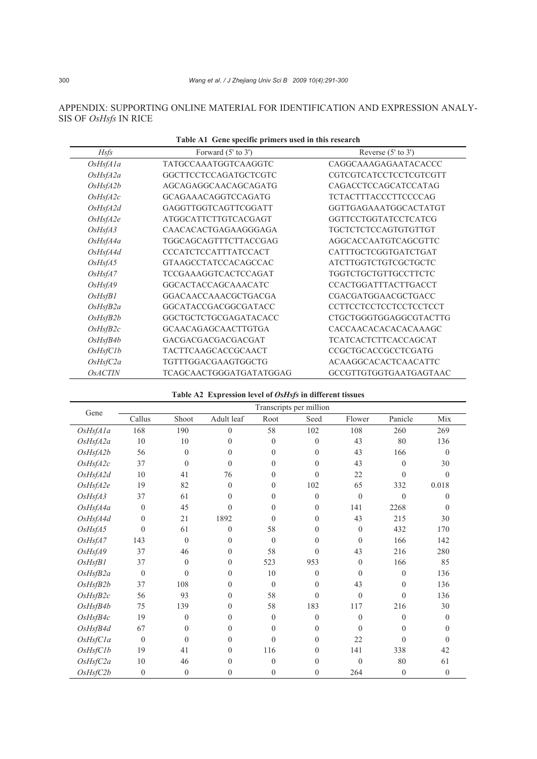## APPENDIX: SUPPORTING ONLINE MATERIAL FOR IDENTIFICATION AND EXPRESSION ANALYSIS OF *OsHsfs* IN RICE

**Table A1 Gene specific primers used in this research**

| *Hsfs* | Forward (5' to 3') | Reverse (5' to 3') |
|---|---|---|
| *OsHsfA1a* | TATGCCAAATGGTCAAGGTC | CAGGCAAAGAGAATACACCC |
| *OsHsfA2a* | GGCTTCCTCCAGATGCTCGTC | CGTCGTCATCCTCCTCGTCGTT |
| *OsHsfA2b* | AGCAGAGGCAACAGCAGATG | CAGACCTCCAGCATCCATAG |
| *OsHsfA2c* | GCAGAAACAGGTCCAGATG | TCTACTTTACCCTTCCCCAG |
| *OsHsfA2d* | GAGGTTGGTCAGTTCGGATT | GGTTGAGAAATGGCACTATGT |
| *OsHsfA2e* | ATGGCATTCTTGTCACGAGT | GGTTCCTGGTATCCTCATCG |
| *OsHsfA3* | CAACACACTGAGAAGGGAGA | TGCTCTCTCCAGTGTGTTGT |
| *OsHsfA4a* | TGGCAGCAGTTTCTTACCGAG | AGGCACCAATGTCAGCGTTC |
| *OsHsfA4d* | CCCATCTCCATTTATCCACT | CATTTGCTCGGTGATCTGAT |
| *OsHsfA5* | GTAAGCCTATCCACAGCCAC | ATCTTGGTCTGTCGCTGCTC |
| *OsHsfA7* | TCCGAAAGGTCACTCCAGAT | TGGTCTGCTGTTGCCTTCTC |
| *OsHsfA9* | GGCACTACCAGCAAACATC | CCACTGGATTTACTTGACCT |
| *OsHsfB1* | GGACAACCAAACGCTGACGA | CGACGATGGAACGCTGACC |
| *OsHsfB2a* | GGCATACCGACGGCGATACC | CCTTCCTCCTCCTCCTCCTCCT |
| *OsHsfB2b* | GGCTGCTCTGCGAGATACACC | CTGCTGGGTGGAGGCGTACTTG |
| *OsHsfB2c* | GCAACAGAGCAACTTGTGA | CACCAACACACACACAAAGC |
| *OsHsfB4b* | GACGACGACGACGACGAT | TCATCACTCTTCACCAGCAT |
| *OsHsfC1b* | TACTTCAAGCACCGCAACT | CCGCTGCACCGCCTCGATG |
| *OsHsfC2a* | TGTTTGGACGAAGTGGCTG | ACAAGGCACACTCAACATTC |
| *OsACTIN* | TCAGCAACTGGGATGATATGGAG | GCCGTTGTGGTGAATGAGTAAC |

**Table A2 Expression level of *OsHsfs* in different tissues**

| Gene | Transcripts per million | | | | | | | |
|---|---|---|---|---|---|---|---|---|
| | Callus | Shoot | Adult leaf | Root | Seed | Flower | Panicle | Mix |
| *OsHsfA1a* | 168 | 190 | 0 | 58 | 102 | 108 | 260 | 269 |
| *OsHsfA2a* | 10 | 10 | 0 | 0 | 0 | 43 | 80 | 136 |
| *OsHsfA2b* | 56 | 0 | 0 | 0 | 0 | 43 | 166 | 0 |
| *OsHsfA2c* | 37 | 0 | 0 | 0 | 0 | 43 | 0 | 30 |
| *OsHsfA2d* | 10 | 41 | 76 | 0 | 0 | 22 | 0 | 0 |
| *OsHsfA2e* | 19 | 82 | 0 | 0 | 102 | 65 | 332 | 0.018 |
| *OsHsfA3* | 37 | 61 | 0 | 0 | 0 | 0 | 0 | 0 |
| *OsHsfA4a* | 0 | 45 | 0 | 0 | 0 | 141 | 2268 | 0 |
| *OsHsfA4d* | 0 | 21 | 1892 | 0 | 0 | 43 | 215 | 30 |
| *OsHsfA5* | 0 | 61 | 0 | 58 | 0 | 0 | 432 | 170 |
| *OsHsfA7* | 143 | 0 | 0 | 0 | 0 | 0 | 166 | 142 |
| *OsHsfA9* | 37 | 46 | 0 | 58 | 0 | 43 | 216 | 280 |
| *OsHsfB1* | 37 | 0 | 0 | 523 | 953 | 0 | 166 | 85 |
| *OsHsfB2a* | 0 | 0 | 0 | 10 | 0 | 0 | 0 | 136 |
| *OsHsfB2b* | 37 | 108 | 0 | 0 | 0 | 43 | 0 | 136 |
| *OsHsfB2c* | 56 | 93 | 0 | 58 | 0 | 0 | 0 | 136 |
| *OsHsfB4b* | 75 | 139 | 0 | 58 | 183 | 117 | 216 | 30 |
| *OsHsfB4c* | 19 | 0 | 0 | 0 | 0 | 0 | 0 | 0 |
| *OsHsfB4d* | 67 | 0 | 0 | 0 | 0 | 0 | 0 | 0 |
| *OsHsfC1a* | 0 | 0 | 0 | 0 | 0 | 22 | 0 | 0 |
| *OsHsfC1b* | 19 | 41 | 0 | 116 | 0 | 141 | 338 | 42 |
| *OsHsfC2a* | 10 | 46 | 0 | 0 | 0 | 0 | 80 | 61 |
| *OsHsfC2b* | 0 | 0 | 0 | 0 | 0 | 264 | 0 | 0 |